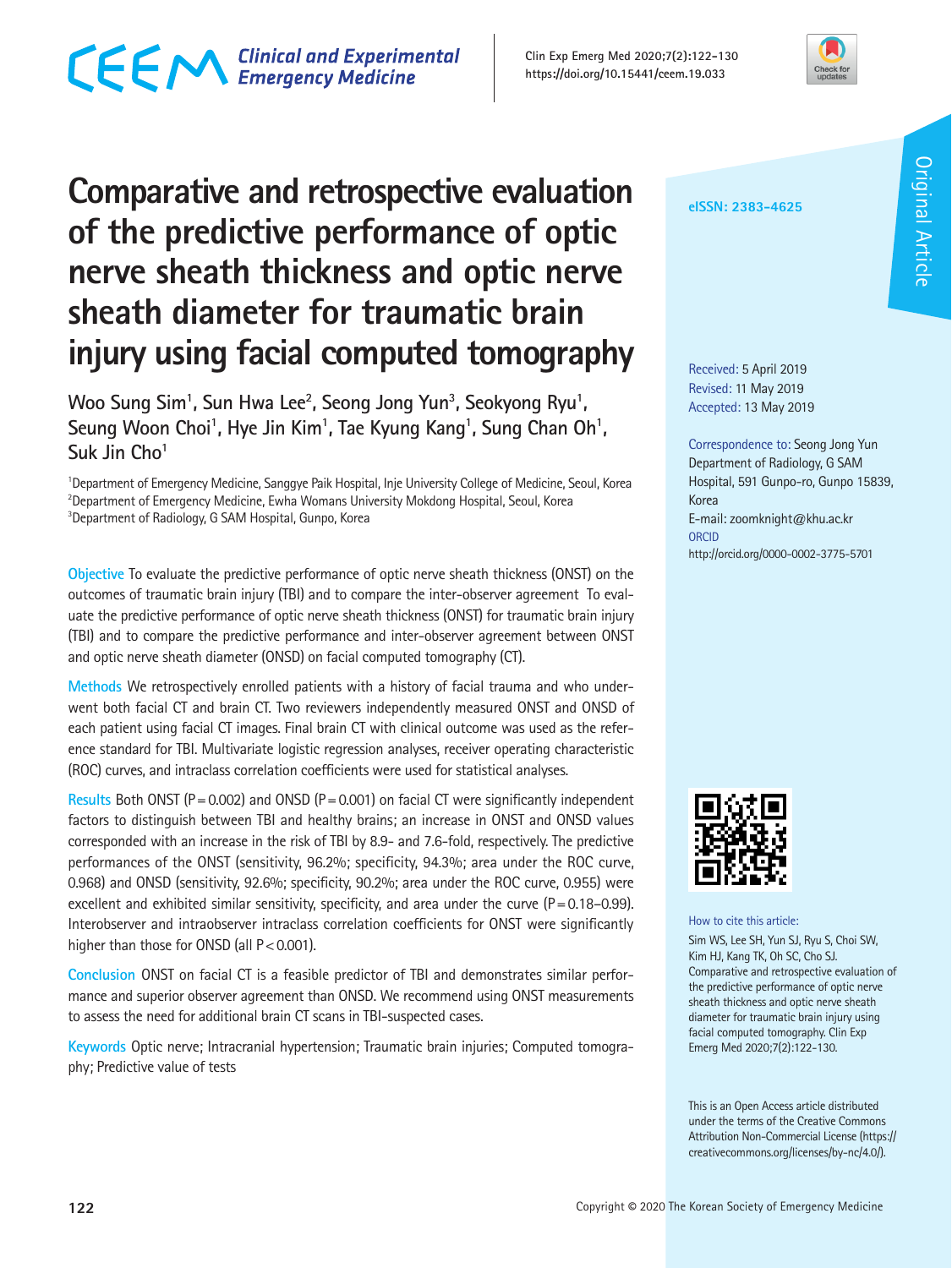Original Article

# Comparative and retrospective evaluation of the predictive performance of optic nerve sheath thickness and optic nerve sheath diameter for traumatic brain injury using facial computed tomography

Woo Sung Sim[1], Sun Hwa Lee[2], Seong Jong Yun[3], Seokyong Ryu[1], Seung Woon Choi[1], Hye Jin Kim[1], Tae Kyung Kang[1], Sung Chan Oh[1], Suk Jin Cho[1]

[1]Department of Emergency Medicine, Sanggye Paik Hospital, Inje University College of Medicine, Seoul, Korea
[2]Department of Emergency Medicine, Ewha Womans University Mokdong Hospital, Seoul, Korea
[3]Department of Radiology, G SAM Hospital, Gunpo, Korea

**Objective** To evaluate the predictive performance of optic nerve sheath thickness (ONST) on the outcomes of traumatic brain injury (TBI) and to compare the inter-observer agreement To evaluate the predictive performance of optic nerve sheath thickness (ONST) for traumatic brain injury (TBI) and to compare the predictive performance and inter-observer agreement between ONST and optic nerve sheath diameter (ONSD) on facial computed tomography (CT).

**Methods** We retrospectively enrolled patients with a history of facial trauma and who underwent both facial CT and brain CT. Two reviewers independently measured ONST and ONSD of each patient using facial CT images. Final brain CT with clinical outcome was used as the reference standard for TBI. Multivariate logistic regression analyses, receiver operating characteristic (ROC) curves, and intraclass correlation coefficients were used for statistical analyses.

**Results** Both ONST ($P=0.002$) and ONSD ($P=0.001$) on facial CT were significantly independent factors to distinguish between TBI and healthy brains; an increase in ONST and ONSD values corresponded with an increase in the risk of TBI by 8.9- and 7.6-fold, respectively. The predictive performances of the ONST (sensitivity, 96.2%; specificity, 94.3%; area under the ROC curve, 0.968) and ONSD (sensitivity, 92.6%; specificity, 90.2%; area under the ROC curve, 0.955) were excellent and exhibited similar sensitivity, specificity, and area under the curve ($P=0.18$–$0.99$). Interobserver and intraobserver intraclass correlation coefficients for ONST were significantly higher than those for ONSD (all $P<0.001$).

**Conclusion** ONST on facial CT is a feasible predictor of TBI and demonstrates similar performance and superior observer agreement than ONSD. We recommend using ONST measurements to assess the need for additional brain CT scans in TBI-suspected cases.

**Keywords** Optic nerve; Intracranial hypertension; Traumatic brain injuries; Computed tomography; Predictive value of tests

eISSN: 2383-4625

Received: 5 April 2019
Revised: 11 May 2019
Accepted: 13 May 2019

Correspondence to: Seong Jong Yun
Department of Radiology, G SAM Hospital, 591 Gunpo-ro, Gunpo 15839, Korea
E-mail: zoomknight@khu.ac.kr
ORCID
http://orcid.org/0000-0002-3775-5701

How to cite this article:
Sim WS, Lee SH, Yun SJ, Ryu S, Choi SW, Kim HJ, Kang TK, Oh SC, Cho SJ. Comparative and retrospective evaluation of the predictive performance of optic nerve sheath thickness and optic nerve sheath diameter for traumatic brain injury using facial computed tomography. Clin Exp Emerg Med 2020;7(2):122-130.

This is an Open Access article distributed under the terms of the Creative Commons Attribution Non-Commercial License (https://creativecommons.org/licenses/by-nc/4.0/).

Copyright © 2020 The Korean Society of Emergency Medicine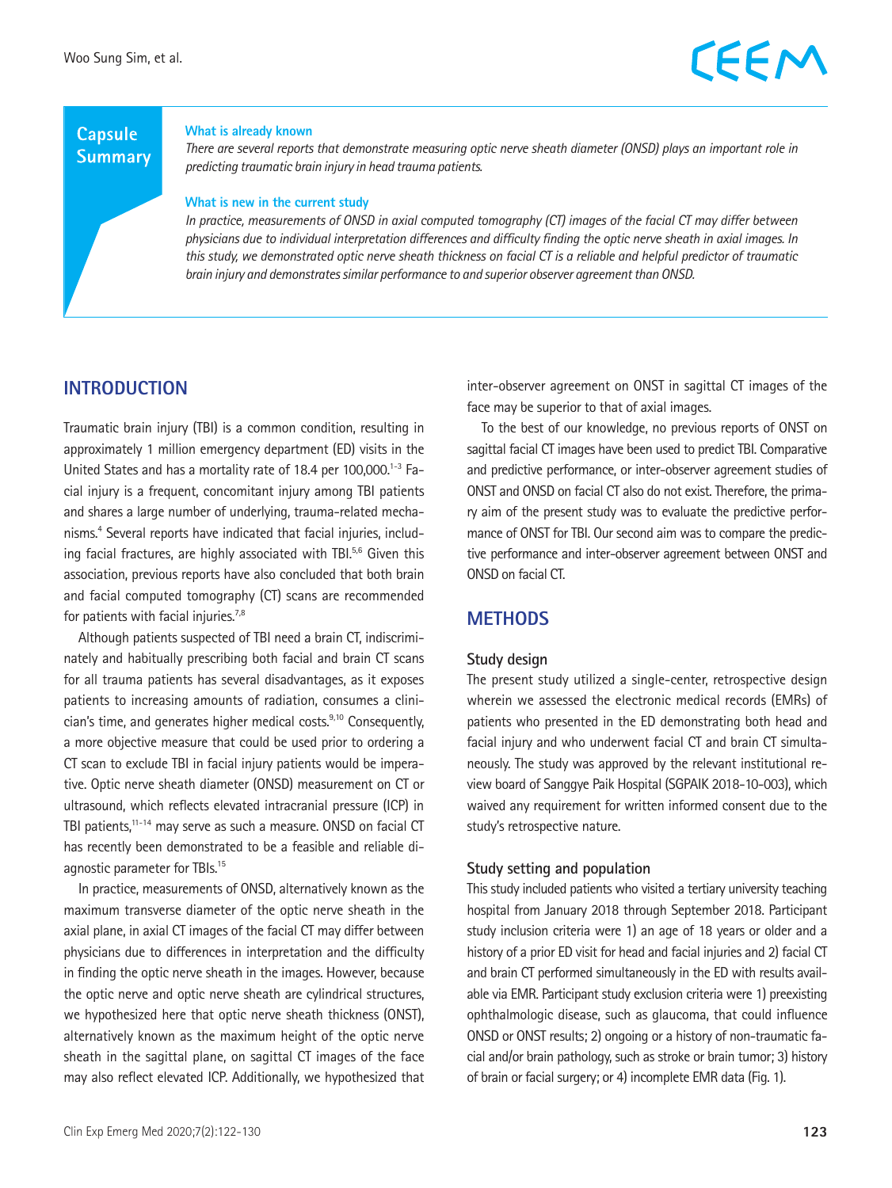## Capsule Summary

**What is already known**

*There are several reports that demonstrate measuring optic nerve sheath diameter (ONSD) plays an important role in predicting traumatic brain injury in head trauma patients.*

**What is new in the current study**

*In practice, measurements of ONSD in axial computed tomography (CT) images of the facial CT may differ between physicians due to individual interpretation differences and difficulty finding the optic nerve sheath in axial images. In this study, we demonstrated optic nerve sheath thickness on facial CT is a reliable and helpful predictor of traumatic brain injury and demonstrates similar performance to and superior observer agreement than ONSD.*

## INTRODUCTION

Traumatic brain injury (TBI) is a common condition, resulting in approximately 1 million emergency department (ED) visits in the United States and has a mortality rate of 18.4 per 100,000.[1-3] Facial injury is a frequent, concomitant injury among TBI patients and shares a large number of underlying, trauma-related mechanisms.[4] Several reports have indicated that facial injuries, including facial fractures, are highly associated with TBI.[5,6] Given this association, previous reports have also concluded that both brain and facial computed tomography (CT) scans are recommended for patients with facial injuries.[7,8]

Although patients suspected of TBI need a brain CT, indiscriminately and habitually prescribing both facial and brain CT scans for all trauma patients has several disadvantages, as it exposes patients to increasing amounts of radiation, consumes a clinician's time, and generates higher medical costs.[9,10] Consequently, a more objective measure that could be used prior to ordering a CT scan to exclude TBI in facial injury patients would be imperative. Optic nerve sheath diameter (ONSD) measurement on CT or ultrasound, which reflects elevated intracranial pressure (ICP) in TBI patients,[11-14] may serve as such a measure. ONSD on facial CT has recently been demonstrated to be a feasible and reliable diagnostic parameter for TBIs.[15]

In practice, measurements of ONSD, alternatively known as the maximum transverse diameter of the optic nerve sheath in the axial plane, in axial CT images of the facial CT may differ between physicians due to differences in interpretation and the difficulty in finding the optic nerve sheath in the images. However, because the optic nerve and optic nerve sheath are cylindrical structures, we hypothesized here that optic nerve sheath thickness (ONST), alternatively known as the maximum height of the optic nerve sheath in the sagittal plane, on sagittal CT images of the face may also reflect elevated ICP. Additionally, we hypothesized that inter-observer agreement on ONST in sagittal CT images of the face may be superior to that of axial images.

To the best of our knowledge, no previous reports of ONST on sagittal facial CT images have been used to predict TBI. Comparative and predictive performance, or inter-observer agreement studies of ONST and ONSD on facial CT also do not exist. Therefore, the primary aim of the present study was to evaluate the predictive performance of ONST for TBI. Our second aim was to compare the predictive performance and inter-observer agreement between ONST and ONSD on facial CT.

## METHODS

### Study design

The present study utilized a single-center, retrospective design wherein we assessed the electronic medical records (EMRs) of patients who presented in the ED demonstrating both head and facial injury and who underwent facial CT and brain CT simultaneously. The study was approved by the relevant institutional review board of Sanggye Paik Hospital (SGPAIK 2018-10-003), which waived any requirement for written informed consent due to the study's retrospective nature.

### Study setting and population

This study included patients who visited a tertiary university teaching hospital from January 2018 through September 2018. Participant study inclusion criteria were 1) an age of 18 years or older and a history of a prior ED visit for head and facial injuries and 2) facial CT and brain CT performed simultaneously in the ED with results available via EMR. Participant study exclusion criteria were 1) preexisting ophthalmologic disease, such as glaucoma, that could influence ONSD or ONST results; 2) ongoing or a history of non-traumatic facial and/or brain pathology, such as stroke or brain tumor; 3) history of brain or facial surgery; or 4) incomplete EMR data (Fig. 1).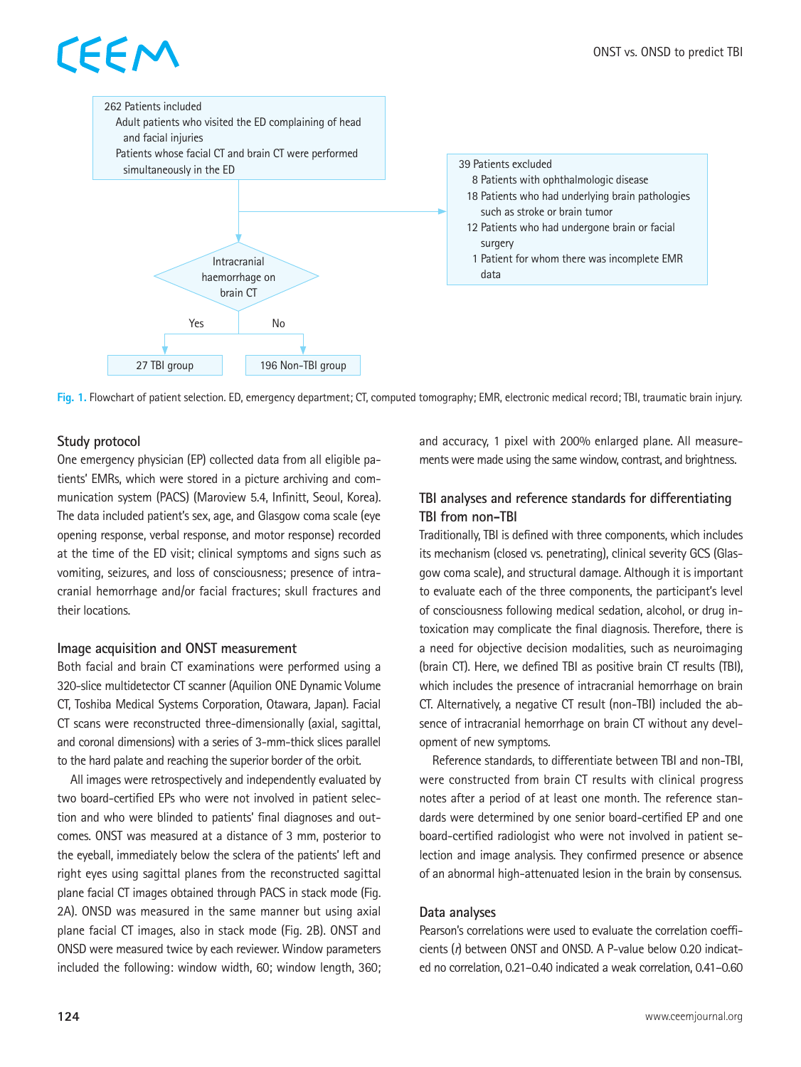262 Patients included
Adult patients who visited the ED complaining of head and facial injuries
Patients whose facial CT and brain CT were performed simultaneously in the ED

39 Patients excluded
8 Patients with ophthalmologic disease
18 Patients who had underlying brain pathologies such as stroke or brain tumor
12 Patients who had undergone brain or facial surgery
1 Patient for whom there was incomplete EMR data

Intracranial haemorrhage on brain CT

Yes

No

27 TBI group

196 Non-TBI group

**Fig. 1.** Flowchart of patient selection. ED, emergency department; CT, computed tomography; EMR, electronic medical record; TBI, traumatic brain injury.

### Study protocol

One emergency physician (EP) collected data from all eligible patients' EMRs, which were stored in a picture archiving and communication system (PACS) (Maroview 5.4, Infinitt, Seoul, Korea). The data included patient's sex, age, and Glasgow coma scale (eye opening response, verbal response, and motor response) recorded at the time of the ED visit; clinical symptoms and signs such as vomiting, seizures, and loss of consciousness; presence of intracranial hemorrhage and/or facial fractures; skull fractures and their locations.

### Image acquisition and ONST measurement

Both facial and brain CT examinations were performed using a 320-slice multidetector CT scanner (Aquilion ONE Dynamic Volume CT, Toshiba Medical Systems Corporation, Otawara, Japan). Facial CT scans were reconstructed three-dimensionally (axial, sagittal, and coronal dimensions) with a series of 3-mm-thick slices parallel to the hard palate and reaching the superior border of the orbit.

All images were retrospectively and independently evaluated by two board-certified EPs who were not involved in patient selection and who were blinded to patients' final diagnoses and outcomes. ONST was measured at a distance of 3 mm, posterior to the eyeball, immediately below the sclera of the patients' left and right eyes using sagittal planes from the reconstructed sagittal plane facial CT images obtained through PACS in stack mode (Fig. 2A). ONSD was measured in the same manner but using axial plane facial CT images, also in stack mode (Fig. 2B). ONST and ONSD were measured twice by each reviewer. Window parameters included the following: window width, 60; window length, 360; and accuracy, 1 pixel with 200% enlarged plane. All measurements were made using the same window, contrast, and brightness.

### TBI analyses and reference standards for differentiating TBI from non-TBI

Traditionally, TBI is defined with three components, which includes its mechanism (closed vs. penetrating), clinical severity GCS (Glasgow coma scale), and structural damage. Although it is important to evaluate each of the three components, the participant's level of consciousness following medical sedation, alcohol, or drug intoxication may complicate the final diagnosis. Therefore, there is a need for objective decision modalities, such as neuroimaging (brain CT). Here, we defined TBI as positive brain CT results (TBI), which includes the presence of intracranial hemorrhage on brain CT. Alternatively, a negative CT result (non-TBI) included the absence of intracranial hemorrhage on brain CT without any development of new symptoms.

Reference standards, to differentiate between TBI and non-TBI, were constructed from brain CT results with clinical progress notes after a period of at least one month. The reference standards were determined by one senior board-certified EP and one board-certified radiologist who were not involved in patient selection and image analysis. They confirmed presence or absence of an abnormal high-attenuated lesion in the brain by consensus.

### Data analyses

Pearson's correlations were used to evaluate the correlation coefficients ($r$) between ONST and ONSD. A P-value below 0.20 indicated no correlation, 0.21–0.40 indicated a weak correlation, 0.41–0.60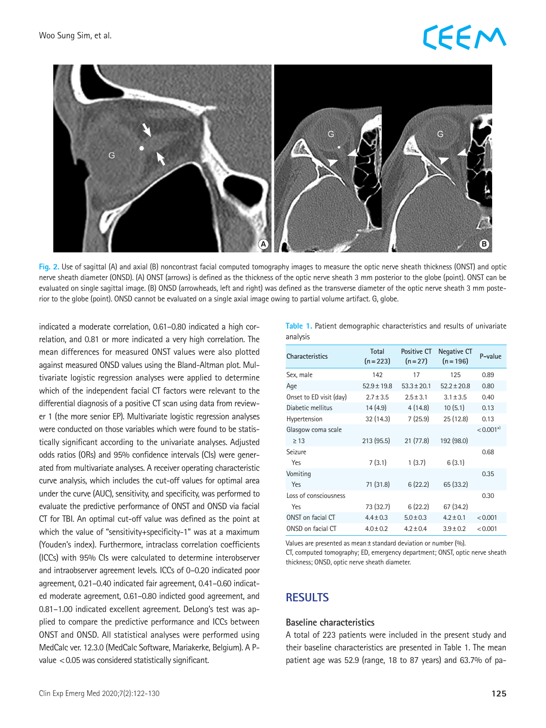Fig. 2. Use of sagittal (A) and axial (B) noncontrast facial computed tomography images to measure the optic nerve sheath thickness (ONST) and optic nerve sheath diameter (ONSD). (A) ONST (arrows) is defined as the thickness of the optic nerve sheath 3 mm posterior to the globe (point). ONST can be evaluated on single sagittal image. (B) ONSD (arrowheads, left and right) was defined as the transverse diameter of the optic nerve sheath 3 mm posterior to the globe (point). ONSD cannot be evaluated on a single axial image owing to partial volume artifact. G, globe.

indicated a moderate correlation, 0.61–0.80 indicated a high correlation, and 0.81 or more indicated a very high correlation. The mean differences for measured ONST values were also plotted against measured ONSD values using the Bland-Altman plot. Multivariate logistic regression analyses were applied to determine which of the independent facial CT factors were relevant to the differential diagnosis of a positive CT scan using data from reviewer 1 (the more senior EP). Multivariate logistic regression analyses were conducted on those variables which were found to be statistically significant according to the univariate analyses. Adjusted odds ratios (ORs) and 95% confidence intervals (CIs) were generated from multivariate analyses. A receiver operating characteristic curve analysis, which includes the cut-off values for optimal area under the curve (AUC), sensitivity, and specificity, was performed to evaluate the predictive performance of ONST and ONSD via facial CT for TBI. An optimal cut-off value was defined as the point at which the value of "sensitivity+specificity-1" was at a maximum (Youden's index). Furthermore, intraclass correlation coefficients (ICCs) with 95% CIs were calculated to determine interobserver and intraobserver agreement levels. ICCs of 0–0.20 indicated poor agreement, 0.21–0.40 indicated fair agreement, 0.41–0.60 indicated moderate agreement, 0.61–0.80 indicted good agreement, and 0.81–1.00 indicated excellent agreement. DeLong's test was applied to compare the predictive performance and ICCs between ONST and ONSD. All statistical analyses were performed using MedCalc ver. 12.3.0 (MedCalc Software, Mariakerke, Belgium). A P-value <0.05 was considered statistically significant.

Table 1. Patient demographic characteristics and results of univariate analysis

| Characteristics | Total (n=223) | Positive CT (n=27) | Negative CT (n=196) | P-value |
|---|---|---|---|---|
| Sex, male | 142 | 17 | 125 | 0.89 |
| Age | 52.9±19.8 | 53.3±20.1 | 52.2±20.8 | 0.80 |
| Onset to ED visit (day) | 2.7±3.5 | 2.5±3.1 | 3.1±3.5 | 0.40 |
| Diabetic mellitus | 14 (4.9) | 4 (14.8) | 10 (5.1) | 0.13 |
| Hypertension | 32 (14.3) | 7 (25.9) | 25 (12.8) | 0.13 |
| Glasgow coma scale | | | | <0.001[a] |
| ≥13 | 213 (95.5) | 21 (77.8) | 192 (98.0) | |
| Seizure | | | | 0.68 |
| Yes | 7 (3.1) | 1 (3.7) | 6 (3.1) | |
| Vomiting | | | | 0.35 |
| Yes | 71 (31.8) | 6 (22.2) | 65 (33.2) | |
| Loss of consciousness | | | | 0.30 |
| Yes | 73 (32.7) | 6 (22.2) | 67 (34.2) | |
| ONST on facial CT | 4.4±0.3 | 5.0±0.3 | 4.2±0.1 | <0.001 |
| ONSD on facial CT | 4.0±0.2 | 4.2±0.4 | 3.9±0.2 | <0.001 |

Values are presented as mean±standard deviation or number (%).
CT, computed tomography; ED, emergency department; ONST, optic nerve sheath thickness; ONSD, optic nerve sheath diameter.

## RESULTS

### Baseline characteristics

A total of 223 patients were included in the present study and their baseline characteristics are presented in Table 1. The mean patient age was 52.9 (range, 18 to 87 years) and 63.7% of pa-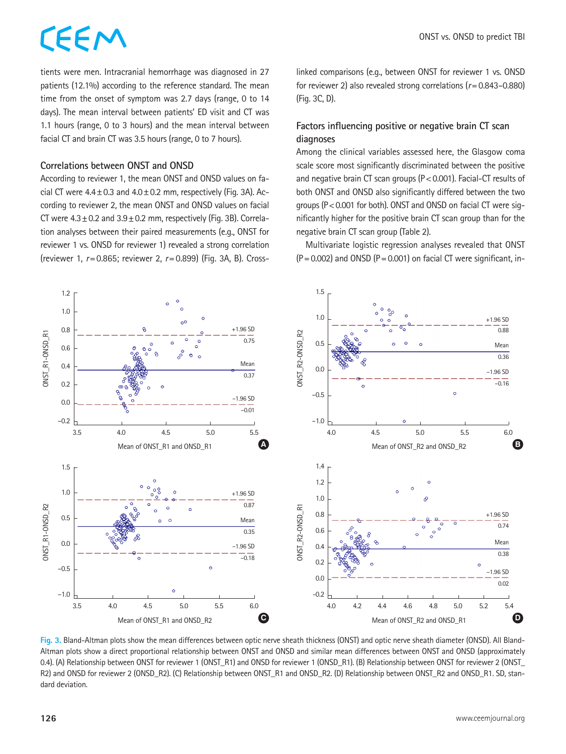tients were men. Intracranial hemorrhage was diagnosed in 27 patients (12.1%) according to the reference standard. The mean time from the onset of symptom was 2.7 days (range, 0 to 14 days). The mean interval between patients' ED visit and CT was 1.1 hours (range, 0 to 3 hours) and the mean interval between facial CT and brain CT was 3.5 hours (range, 0 to 7 hours).

### Correlations between ONST and ONSD

According to reviewer 1, the mean ONST and ONSD values on facial CT were 4.4±0.3 and 4.0±0.2 mm, respectively (Fig. 3A). According to reviewer 2, the mean ONST and ONSD values on facial CT were 4.3±0.2 and 3.9±0.2 mm, respectively (Fig. 3B). Correlation analyses between their paired measurements (e.g., ONST for reviewer 1 vs. ONSD for reviewer 1) revealed a strong correlation (reviewer 1, $r$=0.865; reviewer 2, $r$=0.899) (Fig. 3A, B). Cross-linked comparisons (e.g., between ONST for reviewer 1 vs. ONSD for reviewer 2) also revealed strong correlations ($r$=0.843–0.880) (Fig. 3C, D).

### Factors influencing positive or negative brain CT scan diagnoses

Among the clinical variables assessed here, the Glasgow coma scale score most significantly discriminated between the positive and negative brain CT scan groups (P<0.001). Facial-CT results of both ONST and ONSD also significantly differed between the two groups (P<0.001 for both). ONST and ONSD on facial CT were significantly higher for the positive brain CT scan group than for the negative brain CT scan group (Table 2).

Multivariate logistic regression analyses revealed that ONST (P=0.002) and ONSD (P=0.001) on facial CT were significant, in-

A
ONST_R1-ONSD_R1
Mean of ONST_R1 and ONSD_R1
+1.96 SD 0.75
Mean 0.37
−1.96 SD −0.01

B
ONST_R2-ONSD_R2
Mean of ONST_R2 and ONSD_R2
+1.96 SD 0.88
Mean 0.36
−1.96 SD −0.16

C
ONST_R1-ONSD_R2
Mean of ONST_R1 and ONSD_R2
+1.96 SD 0.87
Mean 0.35
−1.96 SD −0.18

D
ONST_R2-ONSD_R1
Mean of ONST_R2 and ONSD_R1
+1.96 SD 0.74
Mean 0.38
−1.96 SD 0.02

Fig. 3. Bland-Altman plots show the mean differences between optic nerve sheath thickness (ONST) and optic nerve sheath diameter (ONSD). All Bland-Altman plots show a direct proportional relationship between ONST and ONSD and similar mean differences between ONST and ONSD (approximately 0.4). (A) Relationship between ONST for reviewer 1 (ONST_R1) and ONSD for reviewer 1 (ONSD_R1). (B) Relationship between ONST for reviewer 2 (ONST_R2) and ONSD for reviewer 2 (ONSD_R2). (C) Relationship between ONST_R1 and ONSD_R2. (D) Relationship between ONST_R2 and ONSD_R1. SD, standard deviation.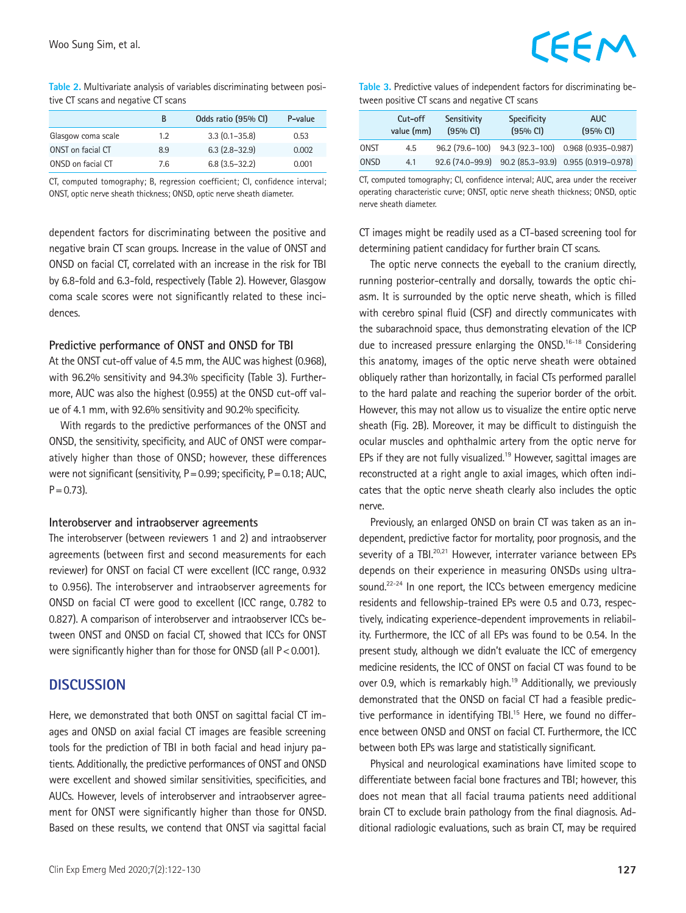**Table 2.** Multivariate analysis of variables discriminating between positive CT scans and negative CT scans

| | B | Odds ratio (95% CI) | P-value |
|---|---|---|---|
| Glasgow coma scale | 1.2 | 3.3 (0.1–35.8) | 0.53 |
| ONST on facial CT | 8.9 | 6.3 (2.8–32.9) | 0.002 |
| ONSD on facial CT | 7.6 | 6.8 (3.5–32.2) | 0.001 |

CT, computed tomography; B, regression coefficient; CI, confidence interval; ONST, optic nerve sheath thickness; ONSD, optic nerve sheath diameter.

dependent factors for discriminating between the positive and negative brain CT scan groups. Increase in the value of ONST and ONSD on facial CT, correlated with an increase in the risk for TBI by 6.8-fold and 6.3-fold, respectively (Table 2). However, Glasgow coma scale scores were not significantly related to these incidences.

### Predictive performance of ONST and ONSD for TBI

At the ONST cut-off value of 4.5 mm, the AUC was highest (0.968), with 96.2% sensitivity and 94.3% specificity (Table 3). Furthermore, AUC was also the highest (0.955) at the ONSD cut-off value of 4.1 mm, with 92.6% sensitivity and 90.2% specificity.

With regards to the predictive performances of the ONST and ONSD, the sensitivity, specificity, and AUC of ONST were comparatively higher than those of ONSD; however, these differences were not significant (sensitivity, P = 0.99; specificity, P = 0.18; AUC, P = 0.73).

### Interobserver and intraobserver agreements

The interobserver (between reviewers 1 and 2) and intraobserver agreements (between first and second measurements for each reviewer) for ONST on facial CT were excellent (ICC range, 0.932 to 0.956). The interobserver and intraobserver agreements for ONSD on facial CT were good to excellent (ICC range, 0.782 to 0.827). A comparison of interobserver and intraobserver ICCs between ONST and ONSD on facial CT, showed that ICCs for ONST were significantly higher than for those for ONSD (all P < 0.001).

## DISCUSSION

Here, we demonstrated that both ONST on sagittal facial CT images and ONSD on axial facial CT images are feasible screening tools for the prediction of TBI in both facial and head injury patients. Additionally, the predictive performances of ONST and ONSD were excellent and showed similar sensitivities, specificities, and AUCs. However, levels of interobserver and intraobserver agreement for ONST were significantly higher than those for ONSD. Based on these results, we contend that ONST via sagittal facial

**Table 3.** Predictive values of independent factors for discriminating between positive CT scans and negative CT scans

| | Cut-off value (mm) | Sensitivity (95% CI) | Specificity (95% CI) | AUC (95% CI) |
|---|---|---|---|---|
| ONST | 4.5 | 96.2 (79.6–100) | 94.3 (92.3–100) | 0.968 (0.935–0.987) |
| ONSD | 4.1 | 92.6 (74.0–99.9) | 90.2 (85.3–93.9) | 0.955 (0.919–0.978) |

CT, computed tomography; CI, confidence interval; AUC, area under the receiver operating characteristic curve; ONST, optic nerve sheath thickness; ONSD, optic nerve sheath diameter.

CT images might be readily used as a CT-based screening tool for determining patient candidacy for further brain CT scans.

The optic nerve connects the eyeball to the cranium directly, running posterior-centrally and dorsally, towards the optic chiasm. It is surrounded by the optic nerve sheath, which is filled with cerebro spinal fluid (CSF) and directly communicates with the subarachnoid space, thus demonstrating elevation of the ICP due to increased pressure enlarging the ONSD.[16-18] Considering this anatomy, images of the optic nerve sheath were obtained obliquely rather than horizontally, in facial CTs performed parallel to the hard palate and reaching the superior border of the orbit. However, this may not allow us to visualize the entire optic nerve sheath (Fig. 2B). Moreover, it may be difficult to distinguish the ocular muscles and ophthalmic artery from the optic nerve for EPs if they are not fully visualized.[19] However, sagittal images are reconstructed at a right angle to axial images, which often indicates that the optic nerve sheath clearly also includes the optic nerve.

Previously, an enlarged ONSD on brain CT was taken as an independent, predictive factor for mortality, poor prognosis, and the severity of a TBI.[20,21] However, interrater variance between EPs depends on their experience in measuring ONSDs using ultrasound.[22-24] In one report, the ICCs between emergency medicine residents and fellowship-trained EPs were 0.5 and 0.73, respectively, indicating experience-dependent improvements in reliability. Furthermore, the ICC of all EPs was found to be 0.54. In the present study, although we didn't evaluate the ICC of emergency medicine residents, the ICC of ONST on facial CT was found to be over 0.9, which is remarkably high.[19] Additionally, we previously demonstrated that the ONSD on facial CT had a feasible predictive performance in identifying TBI.[15] Here, we found no difference between ONSD and ONST on facial CT. Furthermore, the ICC between both EPs was large and statistically significant.

Physical and neurological examinations have limited scope to differentiate between facial bone fractures and TBI; however, this does not mean that all facial trauma patients need additional brain CT to exclude brain pathology from the final diagnosis. Additional radiologic evaluations, such as brain CT, may be required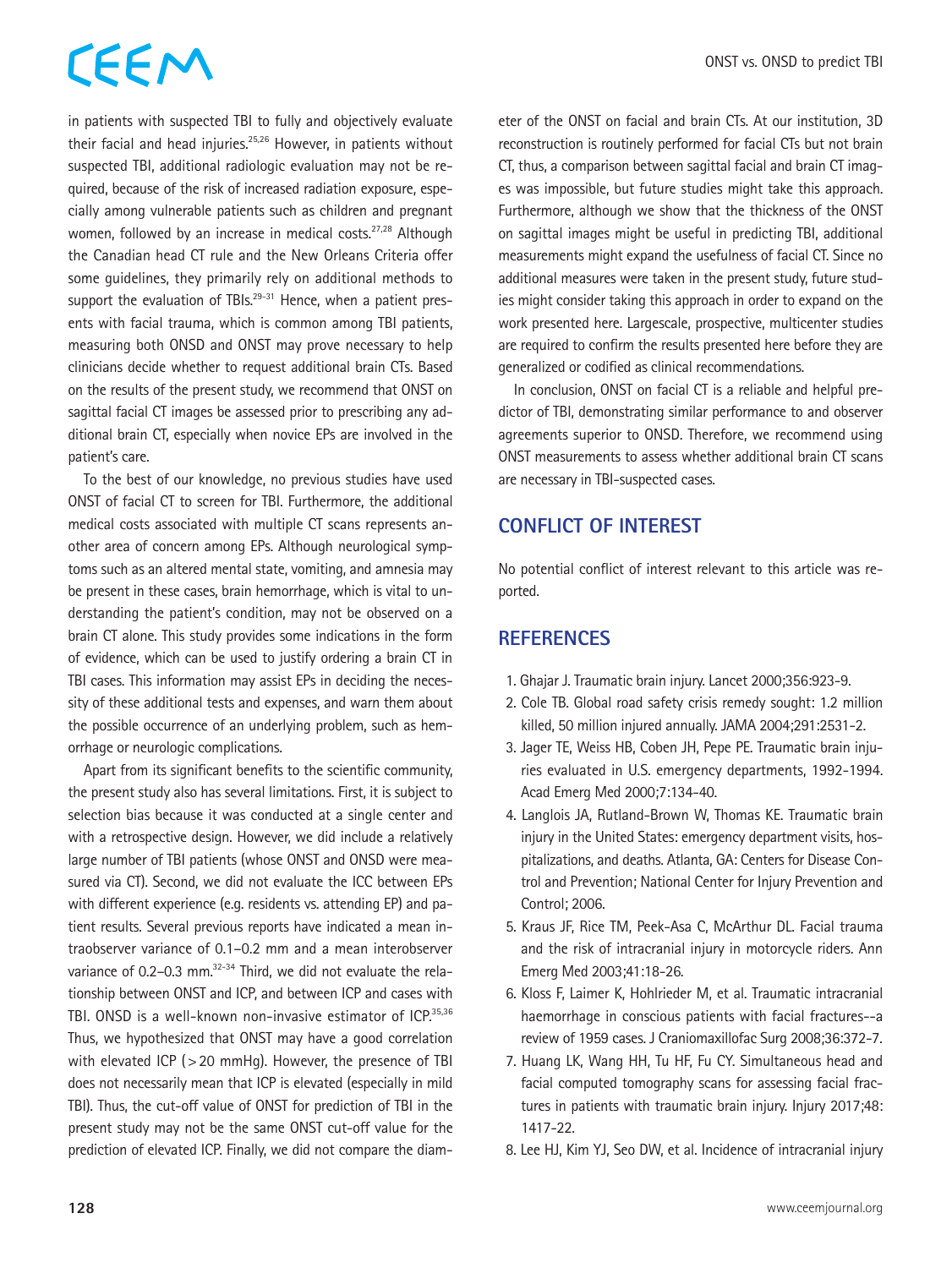in patients with suspected TBI to fully and objectively evaluate their facial and head injuries.[25,26] However, in patients without suspected TBI, additional radiologic evaluation may not be required, because of the risk of increased radiation exposure, especially among vulnerable patients such as children and pregnant women, followed by an increase in medical costs.[27,28] Although the Canadian head CT rule and the New Orleans Criteria offer some guidelines, they primarily rely on additional methods to support the evaluation of TBIs.[29-31] Hence, when a patient presents with facial trauma, which is common among TBI patients, measuring both ONSD and ONST may prove necessary to help clinicians decide whether to request additional brain CTs. Based on the results of the present study, we recommend that ONST on sagittal facial CT images be assessed prior to prescribing any additional brain CT, especially when novice EPs are involved in the patient's care.

To the best of our knowledge, no previous studies have used ONST of facial CT to screen for TBI. Furthermore, the additional medical costs associated with multiple CT scans represents another area of concern among EPs. Although neurological symptoms such as an altered mental state, vomiting, and amnesia may be present in these cases, brain hemorrhage, which is vital to understanding the patient's condition, may not be observed on a brain CT alone. This study provides some indications in the form of evidence, which can be used to justify ordering a brain CT in TBI cases. This information may assist EPs in deciding the necessity of these additional tests and expenses, and warn them about the possible occurrence of an underlying problem, such as hemorrhage or neurologic complications.

Apart from its significant benefits to the scientific community, the present study also has several limitations. First, it is subject to selection bias because it was conducted at a single center and with a retrospective design. However, we did include a relatively large number of TBI patients (whose ONST and ONSD were measured via CT). Second, we did not evaluate the ICC between EPs with different experience (e.g. residents vs. attending EP) and patient results. Several previous reports have indicated a mean intraobserver variance of 0.1–0.2 mm and a mean interobserver variance of 0.2–0.3 mm.[32-34] Third, we did not evaluate the relationship between ONST and ICP, and between ICP and cases with TBI. ONSD is a well-known non-invasive estimator of ICP.[35,36] Thus, we hypothesized that ONST may have a good correlation with elevated ICP (>20 mmHg). However, the presence of TBI does not necessarily mean that ICP is elevated (especially in mild TBI). Thus, the cut-off value of ONST for prediction of TBI in the present study may not be the same ONST cut-off value for the prediction of elevated ICP. Finally, we did not compare the diameter of the ONST on facial and brain CTs. At our institution, 3D reconstruction is routinely performed for facial CTs but not brain CT, thus, a comparison between sagittal facial and brain CT images was impossible, but future studies might take this approach. Furthermore, although we show that the thickness of the ONST on sagittal images might be useful in predicting TBI, additional measurements might expand the usefulness of facial CT. Since no additional measures were taken in the present study, future studies might consider taking this approach in order to expand on the work presented here. Largescale, prospective, multicenter studies are required to confirm the results presented here before they are generalized or codified as clinical recommendations.

In conclusion, ONST on facial CT is a reliable and helpful predictor of TBI, demonstrating similar performance to and observer agreements superior to ONSD. Therefore, we recommend using ONST measurements to assess whether additional brain CT scans are necessary in TBI-suspected cases.

## CONFLICT OF INTEREST

No potential conflict of interest relevant to this article was reported.

## REFERENCES

1. Ghajar J. Traumatic brain injury. Lancet 2000;356:923-9.
2. Cole TB. Global road safety crisis remedy sought: 1.2 million killed, 50 million injured annually. JAMA 2004;291:2531-2.
3. Jager TE, Weiss HB, Coben JH, Pepe PE. Traumatic brain injuries evaluated in U.S. emergency departments, 1992-1994. Acad Emerg Med 2000;7:134-40.
4. Langlois JA, Rutland-Brown W, Thomas KE. Traumatic brain injury in the United States: emergency department visits, hospitalizations, and deaths. Atlanta, GA: Centers for Disease Control and Prevention; National Center for Injury Prevention and Control; 2006.
5. Kraus JF, Rice TM, Peek-Asa C, McArthur DL. Facial trauma and the risk of intracranial injury in motorcycle riders. Ann Emerg Med 2003;41:18-26.
6. Kloss F, Laimer K, Hohlrieder M, et al. Traumatic intracranial haemorrhage in conscious patients with facial fractures--a review of 1959 cases. J Craniomaxillofac Surg 2008;36:372-7.
7. Huang LK, Wang HH, Tu HF, Fu CY. Simultaneous head and facial computed tomography scans for assessing facial fractures in patients with traumatic brain injury. Injury 2017;48:1417-22.
8. Lee HJ, Kim YJ, Seo DW, et al. Incidence of intracranial injury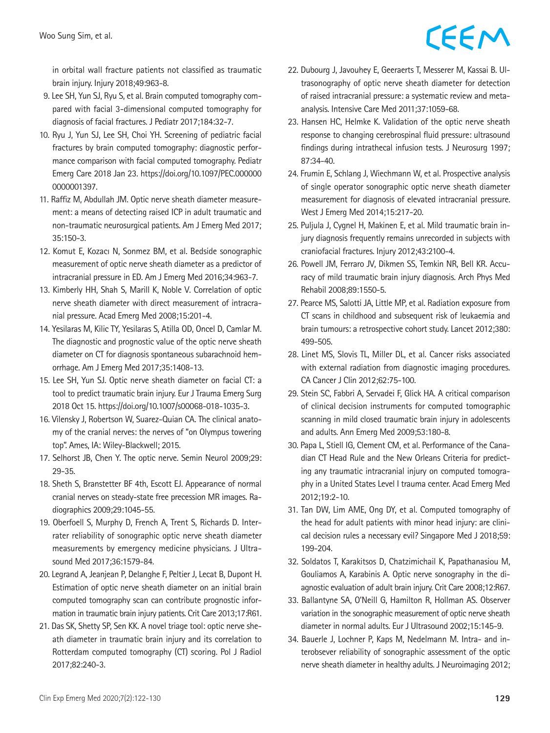in orbital wall fracture patients not classified as traumatic brain injury. Injury 2018;49:963-8.

9. Lee SH, Yun SJ, Ryu S, et al. Brain computed tomography compared with facial 3-dimensional computed tomography for diagnosis of facial fractures. J Pediatr 2017;184:32-7.
10. Ryu J, Yun SJ, Lee SH, Choi YH. Screening of pediatric facial fractures by brain computed tomography: diagnostic performance comparison with facial computed tomography. Pediatr Emerg Care 2018 Jan 23. https://doi.org/10.1097/PEC.0000000000001397.
11. Raffiz M, Abdullah JM. Optic nerve sheath diameter measurement: a means of detecting raised ICP in adult traumatic and non-traumatic neurosurgical patients. Am J Emerg Med 2017;35:150-3.
12. Komut E, Kozacı N, Sonmez BM, et al. Bedside sonographic measurement of optic nerve sheath diameter as a predictor of intracranial pressure in ED. Am J Emerg Med 2016;34:963-7.
13. Kimberly HH, Shah S, Marill K, Noble V. Correlation of optic nerve sheath diameter with direct measurement of intracranial pressure. Acad Emerg Med 2008;15:201-4.
14. Yesilaras M, Kilic TY, Yesilaras S, Atilla OD, Oncel D, Camlar M. The diagnostic and prognostic value of the optic nerve sheath diameter on CT for diagnosis spontaneous subarachnoid hemorrhage. Am J Emerg Med 2017;35:1408-13.
15. Lee SH, Yun SJ. Optic nerve sheath diameter on facial CT: a tool to predict traumatic brain injury. Eur J Trauma Emerg Surg 2018 Oct 15. https://doi.org/10.1007/s00068-018-1035-3.
16. Vilensky J, Robertson W, Suarez-Quian CA. The clinical anatomy of the cranial nerves: the nerves of "on Olympus towering top". Ames, IA: Wiley-Blackwell; 2015.
17. Selhorst JB, Chen Y. The optic nerve. Semin Neurol 2009;29:29-35.
18. Sheth S, Branstetter BF 4th, Escott EJ. Appearance of normal cranial nerves on steady-state free precession MR images. Radiographics 2009;29:1045-55.
19. Oberfoell S, Murphy D, French A, Trent S, Richards D. Inter-rater reliability of sonographic optic nerve sheath diameter measurements by emergency medicine physicians. J Ultrasound Med 2017;36:1579-84.
20. Legrand A, Jeanjean P, Delanghe F, Peltier J, Lecat B, Dupont H. Estimation of optic nerve sheath diameter on an initial brain computed tomography scan can contribute prognostic information in traumatic brain injury patients. Crit Care 2013;17:R61.
21. Das SK, Shetty SP, Sen KK. A novel triage tool: optic nerve sheath diameter in traumatic brain injury and its correlation to Rotterdam computed tomography (CT) scoring. Pol J Radiol 2017;82:240-3.
22. Dubourg J, Javouhey E, Geeraerts T, Messerer M, Kassai B. Ultrasonography of optic nerve sheath diameter for detection of raised intracranial pressure: a systematic review and meta-analysis. Intensive Care Med 2011;37:1059-68.
23. Hansen HC, Helmke K. Validation of the optic nerve sheath response to changing cerebrospinal fluid pressure: ultrasound findings during intrathecal infusion tests. J Neurosurg 1997;87:34-40.
24. Frumin E, Schlang J, Wiechmann W, et al. Prospective analysis of single operator sonographic optic nerve sheath diameter measurement for diagnosis of elevated intracranial pressure. West J Emerg Med 2014;15:217-20.
25. Puljula J, Cygnel H, Makinen E, et al. Mild traumatic brain injury diagnosis frequently remains unrecorded in subjects with craniofacial fractures. Injury 2012;43:2100-4.
26. Powell JM, Ferraro JV, Dikmen SS, Temkin NR, Bell KR. Accuracy of mild traumatic brain injury diagnosis. Arch Phys Med Rehabil 2008;89:1550-5.
27. Pearce MS, Salotti JA, Little MP, et al. Radiation exposure from CT scans in childhood and subsequent risk of leukaemia and brain tumours: a retrospective cohort study. Lancet 2012;380:499-505.
28. Linet MS, Slovis TL, Miller DL, et al. Cancer risks associated with external radiation from diagnostic imaging procedures. CA Cancer J Clin 2012;62:75-100.
29. Stein SC, Fabbri A, Servadei F, Glick HA. A critical comparison of clinical decision instruments for computed tomographic scanning in mild closed traumatic brain injury in adolescents and adults. Ann Emerg Med 2009;53:180-8.
30. Papa L, Stiell IG, Clement CM, et al. Performance of the Canadian CT Head Rule and the New Orleans Criteria for predicting any traumatic intracranial injury on computed tomography in a United States Level I trauma center. Acad Emerg Med 2012;19:2-10.
31. Tan DW, Lim AME, Ong DY, et al. Computed tomography of the head for adult patients with minor head injury: are clinical decision rules a necessary evil? Singapore Med J 2018;59:199-204.
32. Soldatos T, Karakitsos D, Chatzimichail K, Papathanasiou M, Gouliamos A, Karabinis A. Optic nerve sonography in the diagnostic evaluation of adult brain injury. Crit Care 2008;12:R67.
33. Ballantyne SA, O'Neill G, Hamilton R, Hollman AS. Observer variation in the sonographic measurement of optic nerve sheath diameter in normal adults. Eur J Ultrasound 2002;15:145-9.
34. Bauerle J, Lochner P, Kaps M, Nedelmann M. Intra- and interobsever reliability of sonographic assessment of the optic nerve sheath diameter in healthy adults. J Neuroimaging 2012;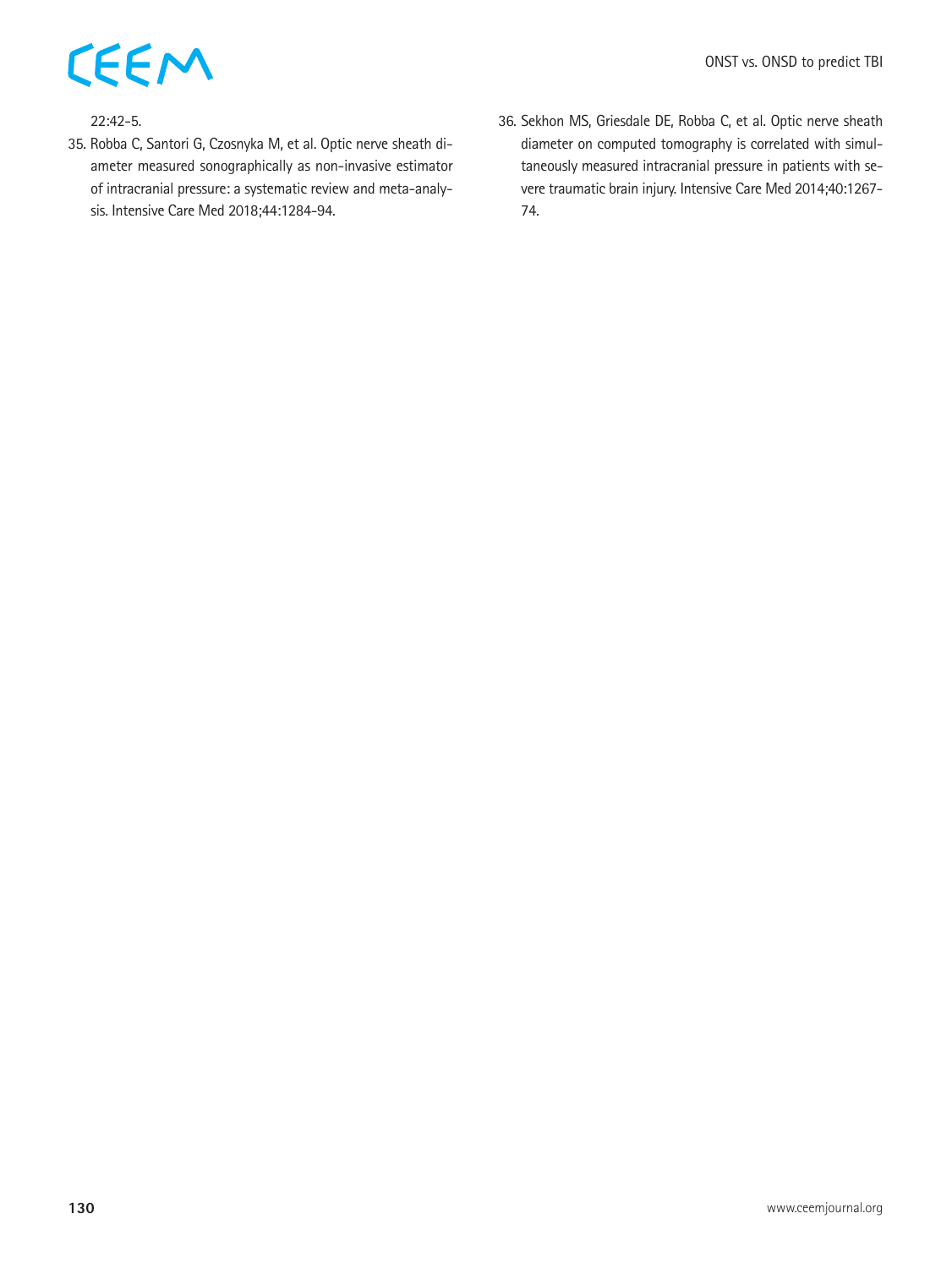22:42-5.

35. Robba C, Santori G, Czosnyka M, et al. Optic nerve sheath diameter measured sonographically as non-invasive estimator of intracranial pressure: a systematic review and meta-analysis. Intensive Care Med 2018;44:1284-94.
36. Sekhon MS, Griesdale DE, Robba C, et al. Optic nerve sheath diameter on computed tomography is correlated with simultaneously measured intracranial pressure in patients with severe traumatic brain injury. Intensive Care Med 2014;40:1267-74.